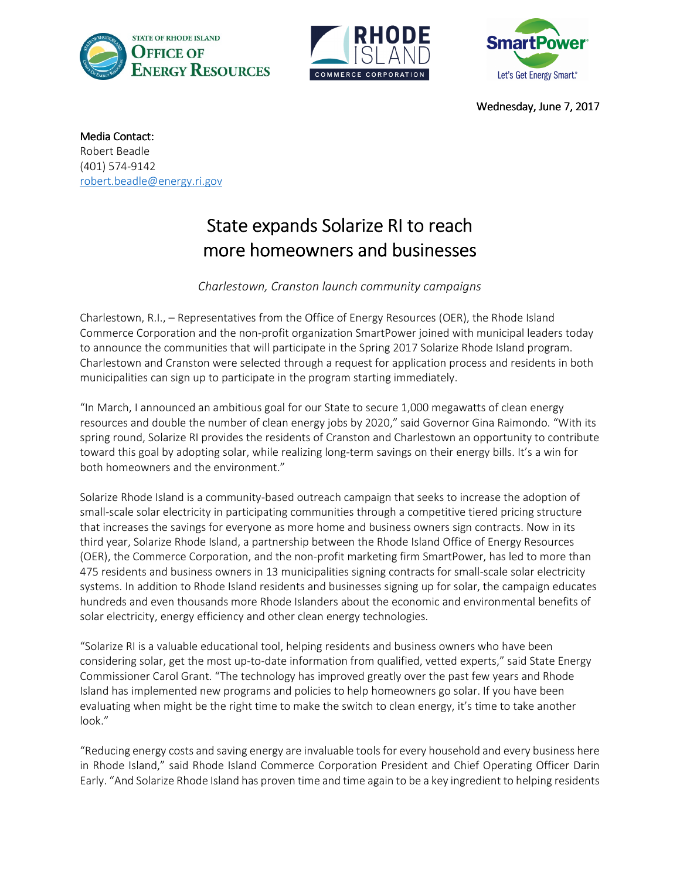STATE OF RHODE ISLAND
OFFICE OF ENERGY RESOURCES

RHODE ISLAND
COMMERCE CORPORATION

SmartPower
Let's Get Energy Smart.

Wednesday, June 7, 2017

**Media Contact:**
Robert Beadle
(401) 574-9142
robert.beadle@energy.ri.gov

# State expands Solarize RI to reach more homeowners and businesses

*Charlestown, Cranston launch community campaigns*

Charlestown, R.I., – Representatives from the Office of Energy Resources (OER), the Rhode Island Commerce Corporation and the non-profit organization SmartPower joined with municipal leaders today to announce the communities that will participate in the Spring 2017 Solarize Rhode Island program. Charlestown and Cranston were selected through a request for application process and residents in both municipalities can sign up to participate in the program starting immediately.

"In March, I announced an ambitious goal for our State to secure 1,000 megawatts of clean energy resources and double the number of clean energy jobs by 2020," said Governor Gina Raimondo. "With its spring round, Solarize RI provides the residents of Cranston and Charlestown an opportunity to contribute toward this goal by adopting solar, while realizing long-term savings on their energy bills. It's a win for both homeowners and the environment."

Solarize Rhode Island is a community-based outreach campaign that seeks to increase the adoption of small-scale solar electricity in participating communities through a competitive tiered pricing structure that increases the savings for everyone as more home and business owners sign contracts. Now in its third year, Solarize Rhode Island, a partnership between the Rhode Island Office of Energy Resources (OER), the Commerce Corporation, and the non-profit marketing firm SmartPower, has led to more than 475 residents and business owners in 13 municipalities signing contracts for small-scale solar electricity systems. In addition to Rhode Island residents and businesses signing up for solar, the campaign educates hundreds and even thousands more Rhode Islanders about the economic and environmental benefits of solar electricity, energy efficiency and other clean energy technologies.

"Solarize RI is a valuable educational tool, helping residents and business owners who have been considering solar, get the most up-to-date information from qualified, vetted experts," said State Energy Commissioner Carol Grant. "The technology has improved greatly over the past few years and Rhode Island has implemented new programs and policies to help homeowners go solar. If you have been evaluating when might be the right time to make the switch to clean energy, it's time to take another look."

"Reducing energy costs and saving energy are invaluable tools for every household and every business here in Rhode Island," said Rhode Island Commerce Corporation President and Chief Operating Officer Darin Early. "And Solarize Rhode Island has proven time and time again to be a key ingredient to helping residents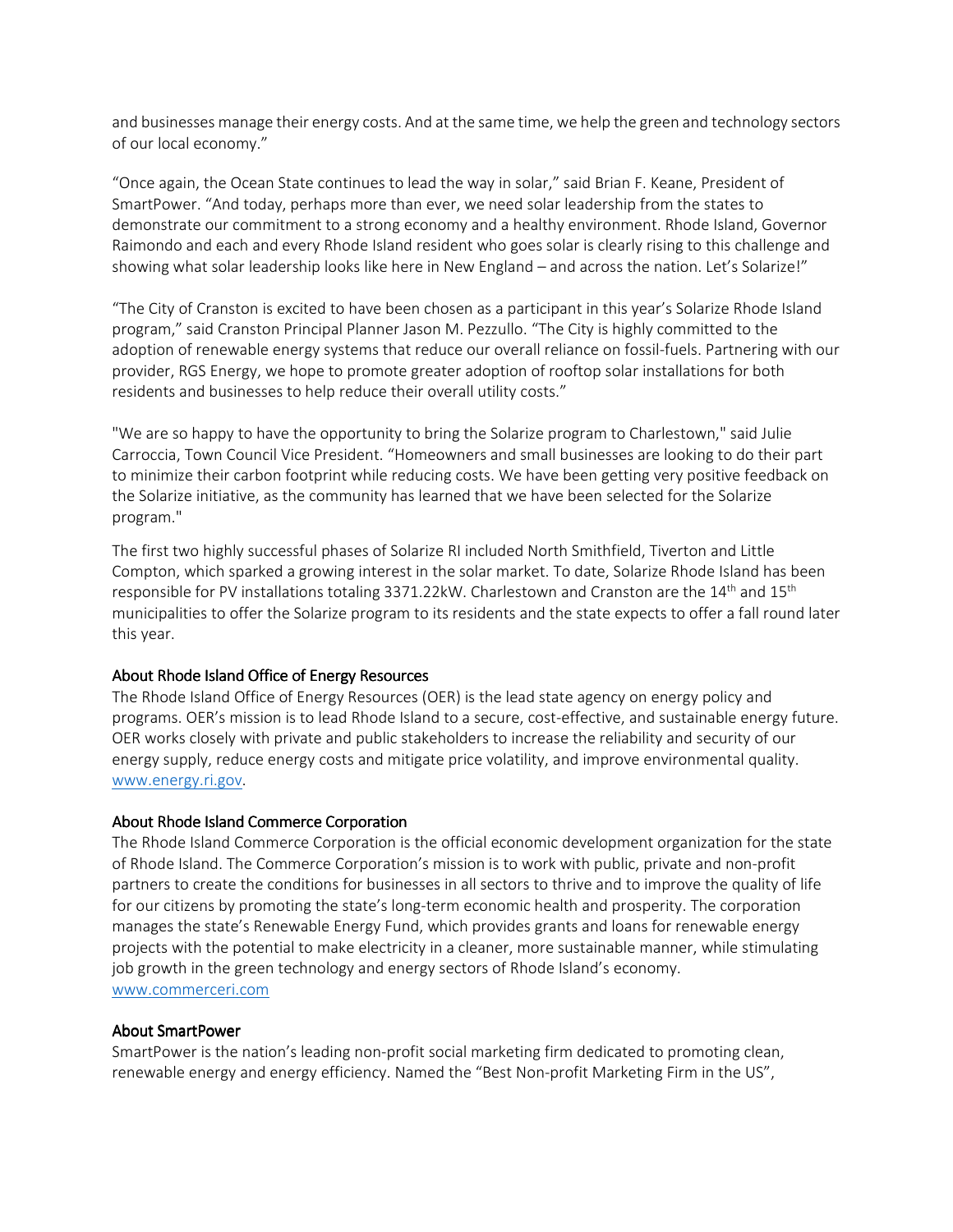and businesses manage their energy costs. And at the same time, we help the green and technology sectors of our local economy."

"Once again, the Ocean State continues to lead the way in solar," said Brian F. Keane, President of SmartPower. "And today, perhaps more than ever, we need solar leadership from the states to demonstrate our commitment to a strong economy and a healthy environment. Rhode Island, Governor Raimondo and each and every Rhode Island resident who goes solar is clearly rising to this challenge and showing what solar leadership looks like here in New England – and across the nation. Let's Solarize!"

"The City of Cranston is excited to have been chosen as a participant in this year's Solarize Rhode Island program," said Cranston Principal Planner Jason M. Pezzullo. "The City is highly committed to the adoption of renewable energy systems that reduce our overall reliance on fossil-fuels. Partnering with our provider, RGS Energy, we hope to promote greater adoption of rooftop solar installations for both residents and businesses to help reduce their overall utility costs."

"We are so happy to have the opportunity to bring the Solarize program to Charlestown," said Julie Carroccia, Town Council Vice President. "Homeowners and small businesses are looking to do their part to minimize their carbon footprint while reducing costs. We have been getting very positive feedback on the Solarize initiative, as the community has learned that we have been selected for the Solarize program."

The first two highly successful phases of Solarize RI included North Smithfield, Tiverton and Little Compton, which sparked a growing interest in the solar market. To date, Solarize Rhode Island has been responsible for PV installations totaling 3371.22kW. Charlestown and Cranston are the 14th and 15th municipalities to offer the Solarize program to its residents and the state expects to offer a fall round later this year.

### About Rhode Island Office of Energy Resources

The Rhode Island Office of Energy Resources (OER) is the lead state agency on energy policy and programs. OER's mission is to lead Rhode Island to a secure, cost-effective, and sustainable energy future. OER works closely with private and public stakeholders to increase the reliability and security of our energy supply, reduce energy costs and mitigate price volatility, and improve environmental quality. [www.energy.ri.gov](http://www.energy.ri.gov).

### About Rhode Island Commerce Corporation

The Rhode Island Commerce Corporation is the official economic development organization for the state of Rhode Island. The Commerce Corporation's mission is to work with public, private and non-profit partners to create the conditions for businesses in all sectors to thrive and to improve the quality of life for our citizens by promoting the state's long-term economic health and prosperity. The corporation manages the state's Renewable Energy Fund, which provides grants and loans for renewable energy projects with the potential to make electricity in a cleaner, more sustainable manner, while stimulating job growth in the green technology and energy sectors of Rhode Island's economy.
[www.commerceri.com](http://www.commerceri.com)

### About SmartPower

SmartPower is the nation's leading non-profit social marketing firm dedicated to promoting clean, renewable energy and energy efficiency. Named the "Best Non-profit Marketing Firm in the US",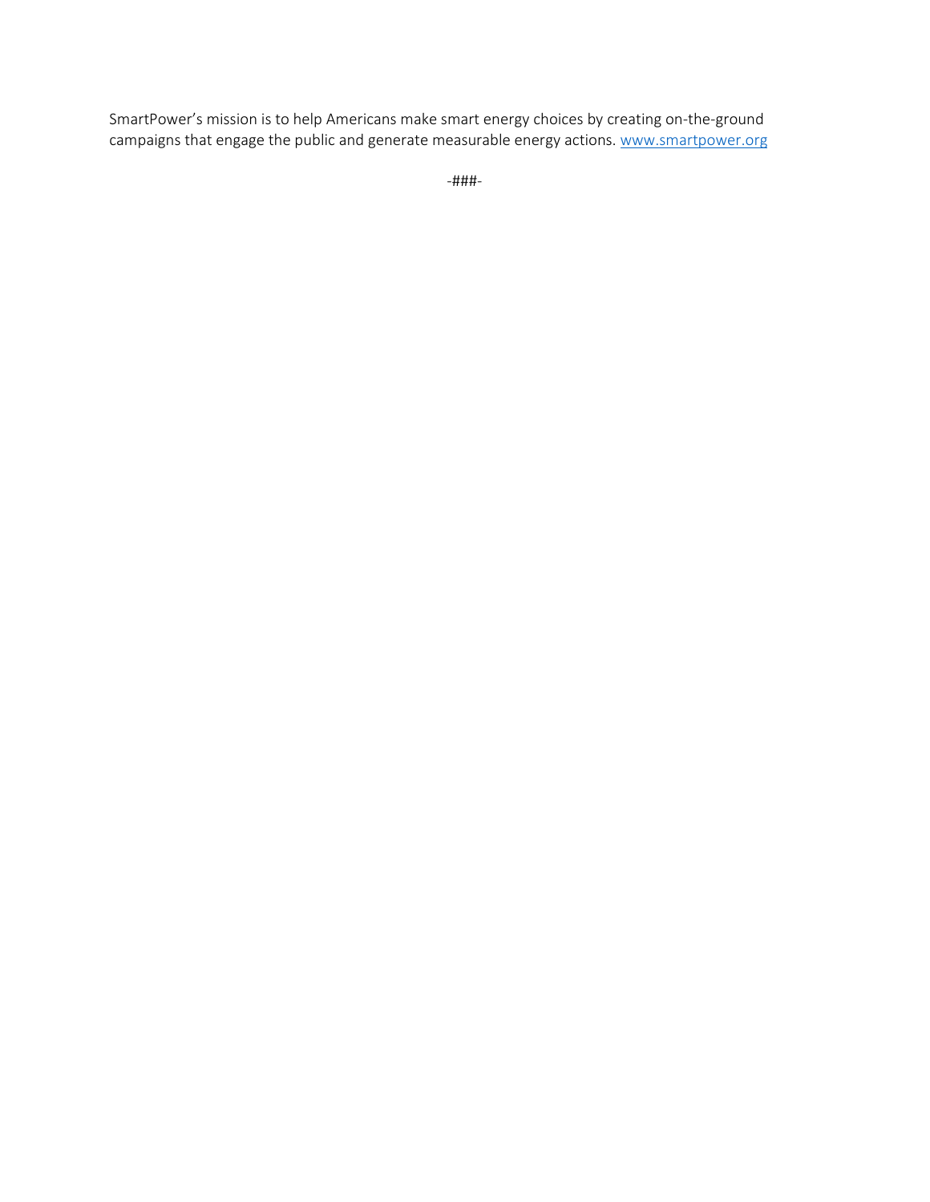SmartPower's mission is to help Americans make smart energy choices by creating on-the-ground campaigns that engage the public and generate measurable energy actions. [www.smartpower.org](http://www.smartpower.org)

-###-